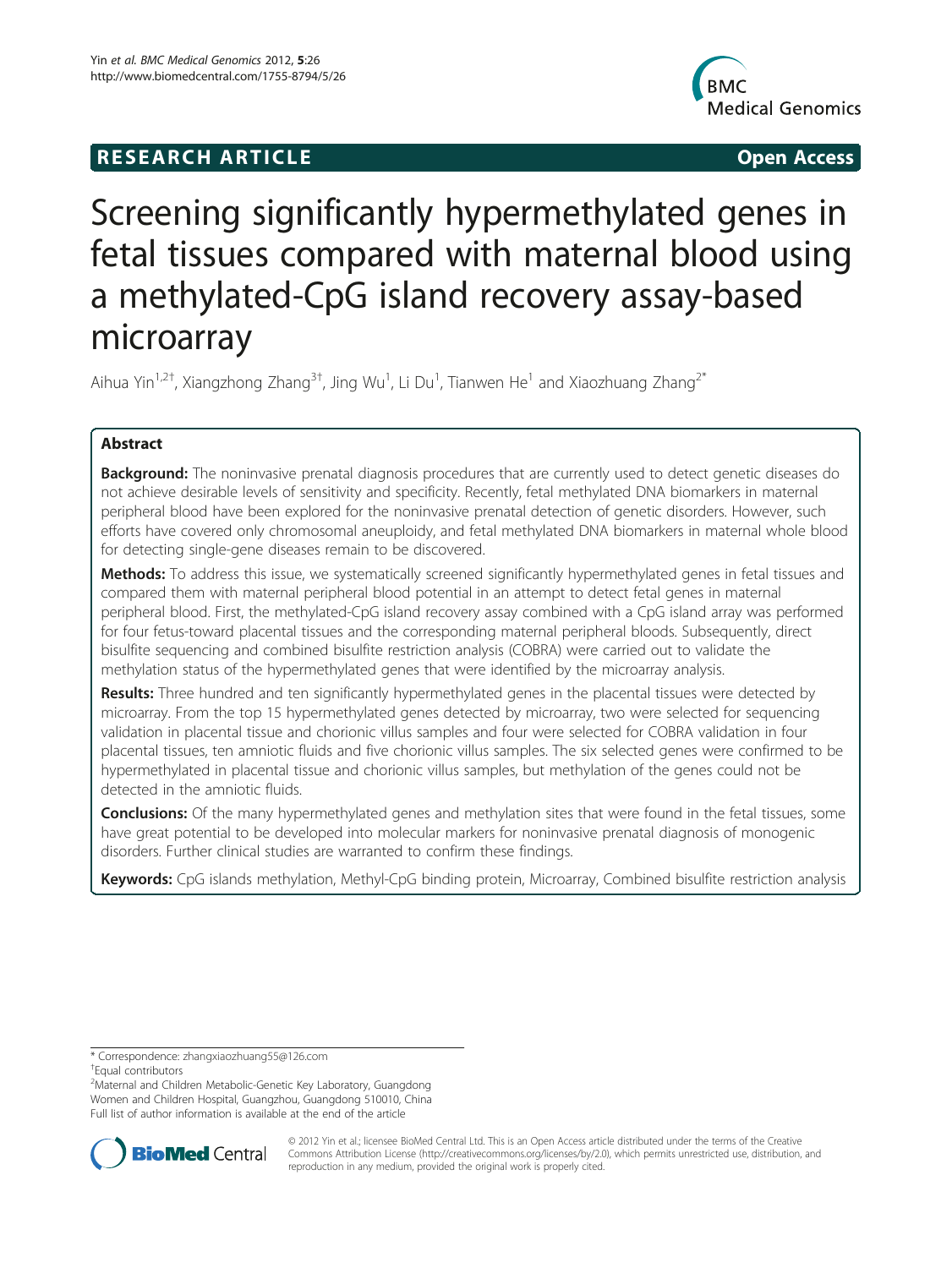**RESEARCH ARTICLE** **Open Access**

# Screening significantly hypermethylated genes in fetal tissues compared with maternal blood using a methylated-CpG island recovery assay-based microarray

Aihua Yin[1,2†], Xiangzhong Zhang[3†], Jing Wu[1], Li Du[1], Tianwen He[1] and Xiaozhuang Zhang[2*]

## Abstract

**Background:** The noninvasive prenatal diagnosis procedures that are currently used to detect genetic diseases do not achieve desirable levels of sensitivity and specificity. Recently, fetal methylated DNA biomarkers in maternal peripheral blood have been explored for the noninvasive prenatal detection of genetic disorders. However, such efforts have covered only chromosomal aneuploidy, and fetal methylated DNA biomarkers in maternal whole blood for detecting single-gene diseases remain to be discovered.

**Methods:** To address this issue, we systematically screened significantly hypermethylated genes in fetal tissues and compared them with maternal peripheral blood potential in an attempt to detect fetal genes in maternal peripheral blood. First, the methylated-CpG island recovery assay combined with a CpG island array was performed for four fetus-toward placental tissues and the corresponding maternal peripheral bloods. Subsequently, direct bisulfite sequencing and combined bisulfite restriction analysis (COBRA) were carried out to validate the methylation status of the hypermethylated genes that were identified by the microarray analysis.

**Results:** Three hundred and ten significantly hypermethylated genes in the placental tissues were detected by microarray. From the top 15 hypermethylated genes detected by microarray, two were selected for sequencing validation in placental tissue and chorionic villus samples and four were selected for COBRA validation in four placental tissues, ten amniotic fluids and five chorionic villus samples. The six selected genes were confirmed to be hypermethylated in placental tissue and chorionic villus samples, but methylation of the genes could not be detected in the amniotic fluids.

**Conclusions:** Of the many hypermethylated genes and methylation sites that were found in the fetal tissues, some have great potential to be developed into molecular markers for noninvasive prenatal diagnosis of monogenic disorders. Further clinical studies are warranted to confirm these findings.

**Keywords:** CpG islands methylation, Methyl-CpG binding protein, Microarray, Combined bisulfite restriction analysis

---

\* Correspondence: zhangxiaozhuang55@126.com

†Equal contributors

[2]Maternal and Children Metabolic-Genetic Key Laboratory, Guangdong Women and Children Hospital, Guangzhou, Guangdong 510010, China

Full list of author information is available at the end of the article

© 2012 Yin et al.; licensee BioMed Central Ltd. This is an Open Access article distributed under the terms of the Creative Commons Attribution License (http://creativecommons.org/licenses/by/2.0), which permits unrestricted use, distribution, and reproduction in any medium, provided the original work is properly cited.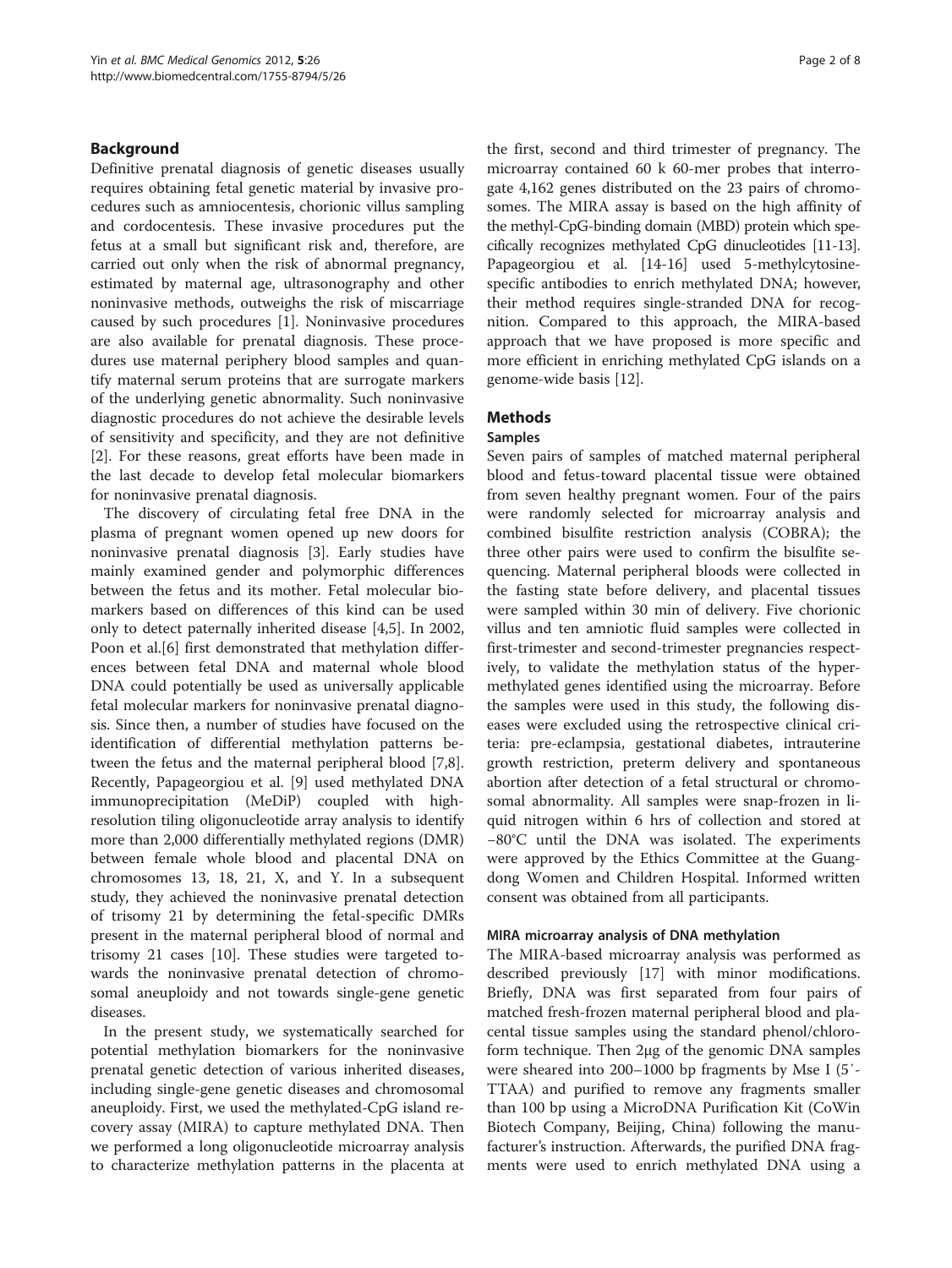## Background

Definitive prenatal diagnosis of genetic diseases usually requires obtaining fetal genetic material by invasive procedures such as amniocentesis, chorionic villus sampling and cordocentesis. These invasive procedures put the fetus at a small but significant risk and, therefore, are carried out only when the risk of abnormal pregnancy, estimated by maternal age, ultrasonography and other noninvasive methods, outweighs the risk of miscarriage caused by such procedures [1]. Noninvasive procedures are also available for prenatal diagnosis. These procedures use maternal periphery blood samples and quantify maternal serum proteins that are surrogate markers of the underlying genetic abnormality. Such noninvasive diagnostic procedures do not achieve the desirable levels of sensitivity and specificity, and they are not definitive [2]. For these reasons, great efforts have been made in the last decade to develop fetal molecular biomarkers for noninvasive prenatal diagnosis.

The discovery of circulating fetal free DNA in the plasma of pregnant women opened up new doors for noninvasive prenatal diagnosis [3]. Early studies have mainly examined gender and polymorphic differences between the fetus and its mother. Fetal molecular biomarkers based on differences of this kind can be used only to detect paternally inherited disease [4,5]. In 2002, Poon et al.[6] first demonstrated that methylation differences between fetal DNA and maternal whole blood DNA could potentially be used as universally applicable fetal molecular markers for noninvasive prenatal diagnosis. Since then, a number of studies have focused on the identification of differential methylation patterns between the fetus and the maternal peripheral blood [7,8]. Recently, Papageorgiou et al. [9] used methylated DNA immunoprecipitation (MeDiP) coupled with high-resolution tiling oligonucleotide array analysis to identify more than 2,000 differentially methylated regions (DMR) between female whole blood and placental DNA on chromosomes 13, 18, 21, X, and Y. In a subsequent study, they achieved the noninvasive prenatal detection of trisomy 21 by determining the fetal-specific DMRs present in the maternal peripheral blood of normal and trisomy 21 cases [10]. These studies were targeted towards the noninvasive prenatal detection of chromosomal aneuploidy and not towards single-gene genetic diseases.

In the present study, we systematically searched for potential methylation biomarkers for the noninvasive prenatal genetic detection of various inherited diseases, including single-gene genetic diseases and chromosomal aneuploidy. First, we used the methylated-CpG island recovery assay (MIRA) to capture methylated DNA. Then we performed a long oligonucleotide microarray analysis to characterize methylation patterns in the placenta at the first, second and third trimester of pregnancy. The microarray contained 60 k 60-mer probes that interrogate 4,162 genes distributed on the 23 pairs of chromosomes. The MIRA assay is based on the high affinity of the methyl-CpG-binding domain (MBD) protein which specifically recognizes methylated CpG dinucleotides [11-13]. Papageorgiou et al. [14-16] used 5-methylcytosine-specific antibodies to enrich methylated DNA; however, their method requires single-stranded DNA for recognition. Compared to this approach, the MIRA-based approach that we have proposed is more specific and more efficient in enriching methylated CpG islands on a genome-wide basis [12].

## Methods

### Samples

Seven pairs of samples of matched maternal peripheral blood and fetus-toward placental tissue were obtained from seven healthy pregnant women. Four of the pairs were randomly selected for microarray analysis and combined bisulfite restriction analysis (COBRA); the three other pairs were used to confirm the bisulfite sequencing. Maternal peripheral bloods were collected in the fasting state before delivery, and placental tissues were sampled within 30 min of delivery. Five chorionic villus and ten amniotic fluid samples were collected in first-trimester and second-trimester pregnancies respectively, to validate the methylation status of the hypermethylated genes identified using the microarray. Before the samples were used in this study, the following diseases were excluded using the retrospective clinical criteria: pre-eclampsia, gestational diabetes, intrauterine growth restriction, preterm delivery and spontaneous abortion after detection of a fetal structural or chromosomal abnormality. All samples were snap-frozen in liquid nitrogen within 6 hrs of collection and stored at −80°C until the DNA was isolated. The experiments were approved by the Ethics Committee at the Guangdong Women and Children Hospital. Informed written consent was obtained from all participants.

### MIRA microarray analysis of DNA methylation

The MIRA-based microarray analysis was performed as described previously [17] with minor modifications. Briefly, DNA was first separated from four pairs of matched fresh-frozen maternal peripheral blood and placental tissue samples using the standard phenol/chloroform technique. Then 2μg of the genomic DNA samples were sheared into 200–1000 bp fragments by Mse I (5′-TTAA) and purified to remove any fragments smaller than 100 bp using a MicroDNA Purification Kit (CoWin Biotech Company, Beijing, China) following the manufacturer's instruction. Afterwards, the purified DNA fragments were used to enrich methylated DNA using a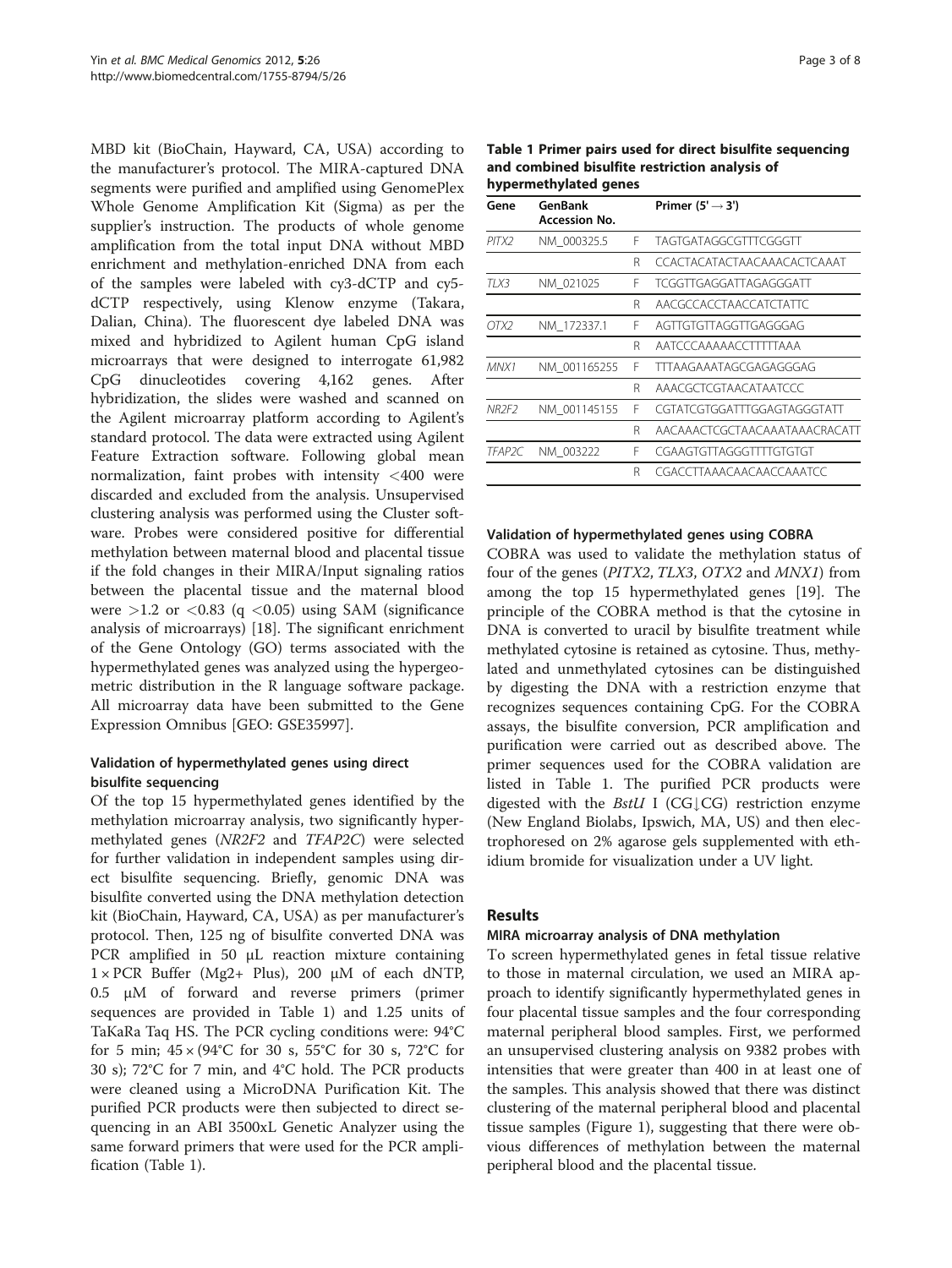MBD kit (BioChain, Hayward, CA, USA) according to the manufacturer's protocol. The MIRA-captured DNA segments were purified and amplified using GenomePlex Whole Genome Amplification Kit (Sigma) as per the supplier's instruction. The products of whole genome amplification from the total input DNA without MBD enrichment and methylation-enriched DNA from each of the samples were labeled with cy3-dCTP and cy5-dCTP respectively, using Klenow enzyme (Takara, Dalian, China). The fluorescent dye labeled DNA was mixed and hybridized to Agilent human CpG island microarrays that were designed to interrogate 61,982 CpG dinucleotides covering 4,162 genes. After hybridization, the slides were washed and scanned on the Agilent microarray platform according to Agilent's standard protocol. The data were extracted using Agilent Feature Extraction software. Following global mean normalization, faint probes with intensity <400 were discarded and excluded from the analysis. Unsupervised clustering analysis was performed using the Cluster software. Probes were considered positive for differential methylation between maternal blood and placental tissue if the fold changes in their MIRA/Input signaling ratios between the placental tissue and the maternal blood were >1.2 or <0.83 (q <0.05) using SAM (significance analysis of microarrays) [18]. The significant enrichment of the Gene Ontology (GO) terms associated with the hypermethylated genes was analyzed using the hypergeometric distribution in the R language software package. All microarray data have been submitted to the Gene Expression Omnibus [GEO: GSE35997].

### Validation of hypermethylated genes using direct bisulfite sequencing

Of the top 15 hypermethylated genes identified by the methylation microarray analysis, two significantly hypermethylated genes (*NR2F2* and *TFAP2C*) were selected for further validation in independent samples using direct bisulfite sequencing. Briefly, genomic DNA was bisulfite converted using the DNA methylation detection kit (BioChain, Hayward, CA, USA) as per manufacturer's protocol. Then, 125 ng of bisulfite converted DNA was PCR amplified in 50 μL reaction mixture containing 1 × PCR Buffer (Mg2+ Plus), 200 μM of each dNTP, 0.5 μM of forward and reverse primers (primer sequences are provided in Table 1) and 1.25 units of TaKaRa Taq HS. The PCR cycling conditions were: 94°C for 5 min; 45 × (94°C for 30 s, 55°C for 30 s, 72°C for 30 s); 72°C for 7 min, and 4°C hold. The PCR products were cleaned using a MicroDNA Purification Kit. The purified PCR products were then subjected to direct sequencing in an ABI 3500xL Genetic Analyzer using the same forward primers that were used for the PCR amplification (Table 1).

**Table 1 Primer pairs used for direct bisulfite sequencing and combined bisulfite restriction analysis of hypermethylated genes**

| Gene | GenBank Accession No. | | Primer (5' → 3') |
|---|---|---|---|
| *PITX2* | NM_000325.5 | F | TAGTGATAGGCGTTTCGGGTT |
| | | R | CCACTACATACTAACAAACACTCAAAT |
| *TLX3* | NM_021025 | F | TCGGTTGAGGATTAGAGGGATT |
| | | R | AACGCCACCTAACCATCTATTC |
| *OTX2* | NM_172337.1 | F | AGTTGTGTTAGGTTGAGGGAG |
| | | R | AATCCCAAAAACCTTTTTAAA |
| *MNX1* | NM_001165255 | F | TTTAAGAAATAGCGAGAGGGAG |
| | | R | AAACGCTCGTAACATAATCCC |
| *NR2F2* | NM_001145155 | F | CGTATCGTGGATTTGGAGTAGGGTATT |
| | | R | AACAAACTCGCTAACAAATAAACRACATT |
| *TFAP2C* | NM_003222 | F | CGAAGTGTTAGGGTTTTGTGTGT |
| | | R | CGACCTTAAACAACAACCAAATCC |

### Validation of hypermethylated genes using COBRA

COBRA was used to validate the methylation status of four of the genes (*PITX2*, *TLX3*, *OTX2* and *MNX1*) from among the top 15 hypermethylated genes [19]. The principle of the COBRA method is that the cytosine in DNA is converted to uracil by bisulfite treatment while methylated cytosine is retained as cytosine. Thus, methylated and unmethylated cytosines can be distinguished by digesting the DNA with a restriction enzyme that recognizes sequences containing CpG. For the COBRA assays, the bisulfite conversion, PCR amplification and purification were carried out as described above. The primer sequences used for the COBRA validation are listed in Table 1. The purified PCR products were digested with the *BstU* I (CG↓CG) restriction enzyme (New England Biolabs, Ipswich, MA, US) and then electrophoresed on 2% agarose gels supplemented with ethidium bromide for visualization under a UV light.

## Results

### MIRA microarray analysis of DNA methylation

To screen hypermethylated genes in fetal tissue relative to those in maternal circulation, we used an MIRA approach to identify significantly hypermethylated genes in four placental tissue samples and the four corresponding maternal peripheral blood samples. First, we performed an unsupervised clustering analysis on 9382 probes with intensities that were greater than 400 in at least one of the samples. This analysis showed that there was distinct clustering of the maternal peripheral blood and placental tissue samples (Figure 1), suggesting that there were obvious differences of methylation between the maternal peripheral blood and the placental tissue.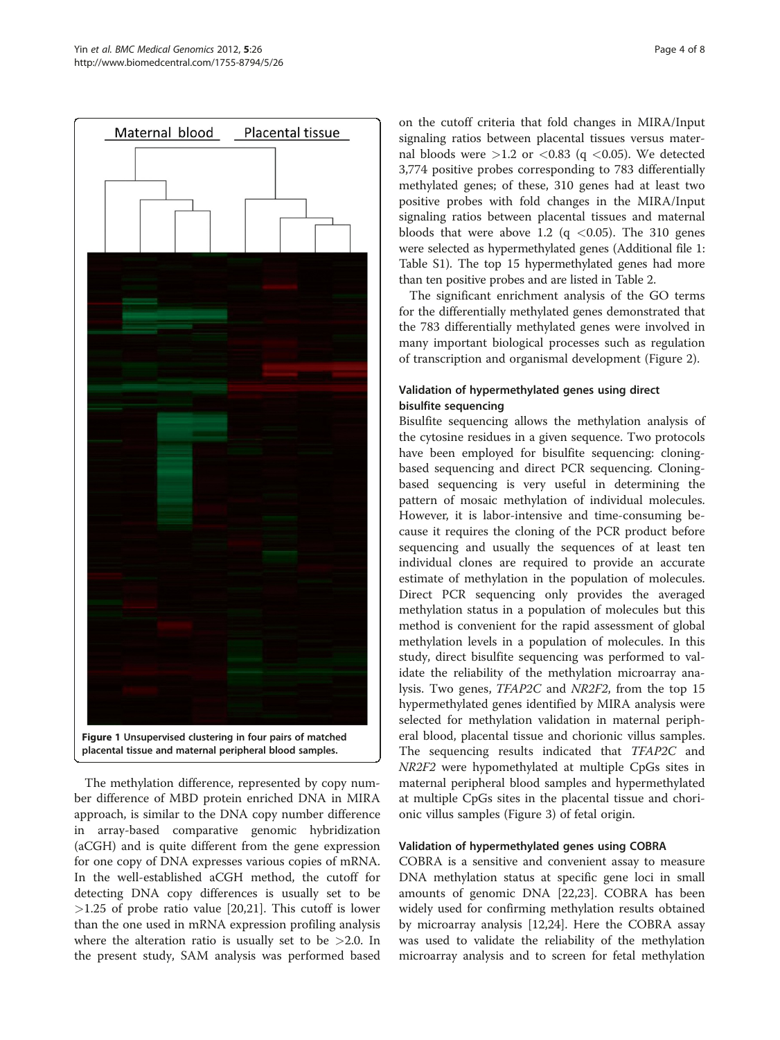Figure 1 Unsupervised clustering in four pairs of matched placental tissue and maternal peripheral blood samples.

The methylation difference, represented by copy number difference of MBD protein enriched DNA in MIRA approach, is similar to the DNA copy number difference in array-based comparative genomic hybridization (aCGH) and is quite different from the gene expression for one copy of DNA expresses various copies of mRNA. In the well-established aCGH method, the cutoff for detecting DNA copy differences is usually set to be >1.25 of probe ratio value [20,21]. This cutoff is lower than the one used in mRNA expression profiling analysis where the alteration ratio is usually set to be >2.0. In the present study, SAM analysis was performed based on the cutoff criteria that fold changes in MIRA/Input signaling ratios between placental tissues versus maternal bloods were >1.2 or <0.83 (q <0.05). We detected 3,774 positive probes corresponding to 783 differentially methylated genes; of these, 310 genes had at least two positive probes with fold changes in the MIRA/Input signaling ratios between placental tissues and maternal bloods that were above 1.2 (q <0.05). The 310 genes were selected as hypermethylated genes (Additional file 1: Table S1). The top 15 hypermethylated genes had more than ten positive probes and are listed in Table 2.

The significant enrichment analysis of the GO terms for the differentially methylated genes demonstrated that the 783 differentially methylated genes were involved in many important biological processes such as regulation of transcription and organismal development (Figure 2).

### Validation of hypermethylated genes using direct bisulfite sequencing

Bisulfite sequencing allows the methylation analysis of the cytosine residues in a given sequence. Two protocols have been employed for bisulfite sequencing: cloning-based sequencing and direct PCR sequencing. Cloning-based sequencing is very useful in determining the pattern of mosaic methylation of individual molecules. However, it is labor-intensive and time-consuming because it requires the cloning of the PCR product before sequencing and usually the sequences of at least ten individual clones are required to provide an accurate estimate of methylation in the population of molecules. Direct PCR sequencing only provides the averaged methylation status in a population of molecules but this method is convenient for the rapid assessment of global methylation levels in a population of molecules. In this study, direct bisulfite sequencing was performed to validate the reliability of the methylation microarray analysis. Two genes, *TFAP2C* and *NR2F2*, from the top 15 hypermethylated genes identified by MIRA analysis were selected for methylation validation in maternal peripheral blood, placental tissue and chorionic villus samples. The sequencing results indicated that *TFAP2C* and *NR2F2* were hypomethylated at multiple CpGs sites in maternal peripheral blood samples and hypermethylated at multiple CpGs sites in the placental tissue and chorionic villus samples (Figure 3) of fetal origin.

### Validation of hypermethylated genes using COBRA

COBRA is a sensitive and convenient assay to measure DNA methylation status at specific gene loci in small amounts of genomic DNA [22,23]. COBRA has been widely used for confirming methylation results obtained by microarray analysis [12,24]. Here the COBRA assay was used to validate the reliability of the methylation microarray analysis and to screen for fetal methylation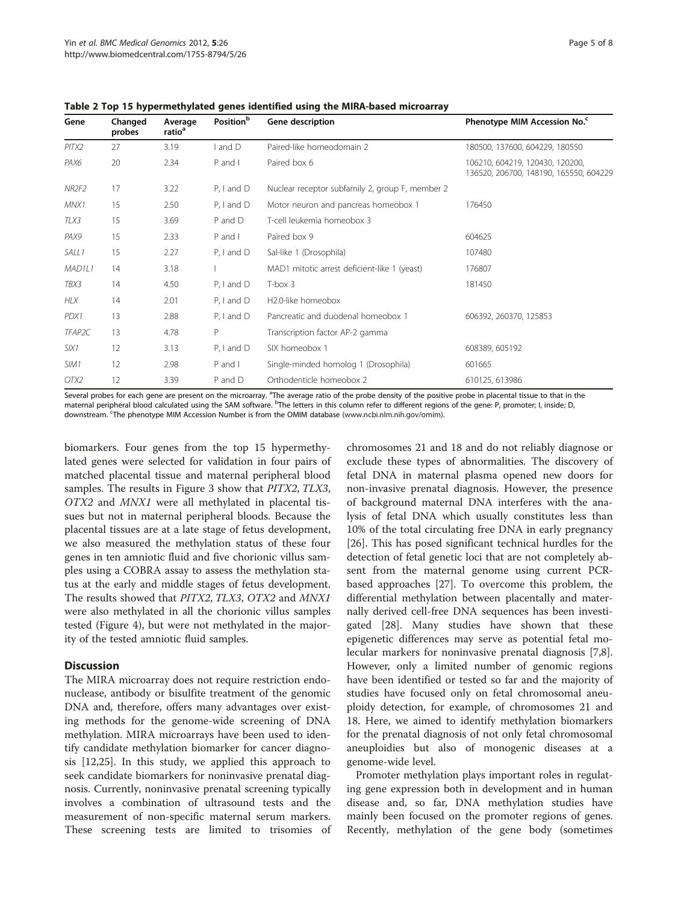**Table 2 Top 15 hypermethylated genes identified using the MIRA-based microarray**

| Gene | Changed probes | Average ratio[a] | Position[b] | Gene description | Phenotype MIM Accession No.[c] |
|---|---|---|---|---|---|
| *PITX2* | 27 | 3.19 | I and D | Paired-like homeodomain 2 | 180500, 137600, 604229, 180550 |
| *PAX6* | 20 | 2.34 | P and I | Paired box 6 | 106210, 604219, 120430, 120200, 136520, 206700, 148190, 165550, 604229 |
| *NR2F2* | 17 | 3.22 | P, I and D | Nuclear receptor subfamily 2, group F, member 2 | |
| *MNX1* | 15 | 2.50 | P, I and D | Motor neuron and pancreas homeobox 1 | 176450 |
| *TLX3* | 15 | 3.69 | P and D | T-cell leukemia homeobox 3 | |
| *PAX9* | 15 | 2.33 | P and I | Paired box 9 | 604625 |
| *SALL1* | 15 | 2.27 | P, I and D | Sal-like 1 (Drosophila) | 107480 |
| *MAD1L1* | 14 | 3.18 | I | MAD1 mitotic arrest deficient-like 1 (yeast) | 176807 |
| *TBX3* | 14 | 4.50 | P, I and D | T-box 3 | 181450 |
| *HLX* | 14 | 2.01 | P, I and D | H2.0-like homeobox | |
| *PDX1* | 13 | 2.88 | P, I and D | Pancreatic and duodenal homeobox 1 | 606392, 260370, 125853 |
| *TFAP2C* | 13 | 4.78 | P | Transcription factor AP-2 gamma | |
| *SIX1* | 12 | 3.13 | P, I and D | SIX homeobox 1 | 608389, 605192 |
| *SIM1* | 12 | 2.98 | P and I | Single-minded homolog 1 (Drosophila) | 601665 |
| *OTX2* | 12 | 3.39 | P and D | Orthodenticle homeobox 2 | 610125, 613986 |

Several probes for each gene are present on the microarray. [a]The average ratio of the probe density of the positive probe in placental tissue to that in the maternal peripheral blood calculated using the SAM software. [b]The letters in this column refer to different regions of the gene: P, promoter; I, inside; D, downstream. [c]The phenotype MIM Accession Number is from the OMIM database (www.ncbi.nlm.nih.gov/omim).

biomarkers. Four genes from the top 15 hypermethylated genes were selected for validation in four pairs of matched placental tissue and maternal peripheral blood samples. The results in Figure 3 show that *PITX2*, *TLX3*, *OTX2* and *MNX1* were all methylated in placental tissues but not in maternal peripheral bloods. Because the placental tissues are at a late stage of fetus development, we also measured the methylation status of these four genes in ten amniotic fluid and five chorionic villus samples using a COBRA assay to assess the methylation status at the early and middle stages of fetus development. The results showed that *PITX2*, *TLX3*, *OTX2* and *MNX1* were also methylated in all the chorionic villus samples tested (Figure 4), but were not methylated in the majority of the tested amniotic fluid samples.

## Discussion

The MIRA microarray does not require restriction endonuclease, antibody or bisulfite treatment of the genomic DNA and, therefore, offers many advantages over existing methods for the genome-wide screening of DNA methylation. MIRA microarrays have been used to identify candidate methylation biomarker for cancer diagnosis [12,25]. In this study, we applied this approach to seek candidate biomarkers for noninvasive prenatal diagnosis. Currently, noninvasive prenatal screening typically involves a combination of ultrasound tests and the measurement of non-specific maternal serum markers. These screening tests are limited to trisomies of chromosomes 21 and 18 and do not reliably diagnose or exclude these types of abnormalities. The discovery of fetal DNA in maternal plasma opened new doors for non-invasive prenatal diagnosis. However, the presence of background maternal DNA interferes with the analysis of fetal DNA which usually constitutes less than 10% of the total circulating free DNA in early pregnancy [26]. This has posed significant technical hurdles for the detection of fetal genetic loci that are not completely absent from the maternal genome using current PCR-based approaches [27]. To overcome this problem, the differential methylation between placentally and maternally derived cell-free DNA sequences has been investigated [28]. Many studies have shown that these epigenetic differences may serve as potential fetal molecular markers for noninvasive prenatal diagnosis [7,8]. However, only a limited number of genomic regions have been identified or tested so far and the majority of studies have focused only on fetal chromosomal aneuploidy detection, for example, of chromosomes 21 and 18. Here, we aimed to identify methylation biomarkers for the prenatal diagnosis of not only fetal chromosomal aneuploidies but also of monogenic diseases at a genome-wide level.

Promoter methylation plays important roles in regulating gene expression both in development and in human disease and, so far, DNA methylation studies have mainly been focused on the promoter regions of genes. Recently, methylation of the gene body (sometimes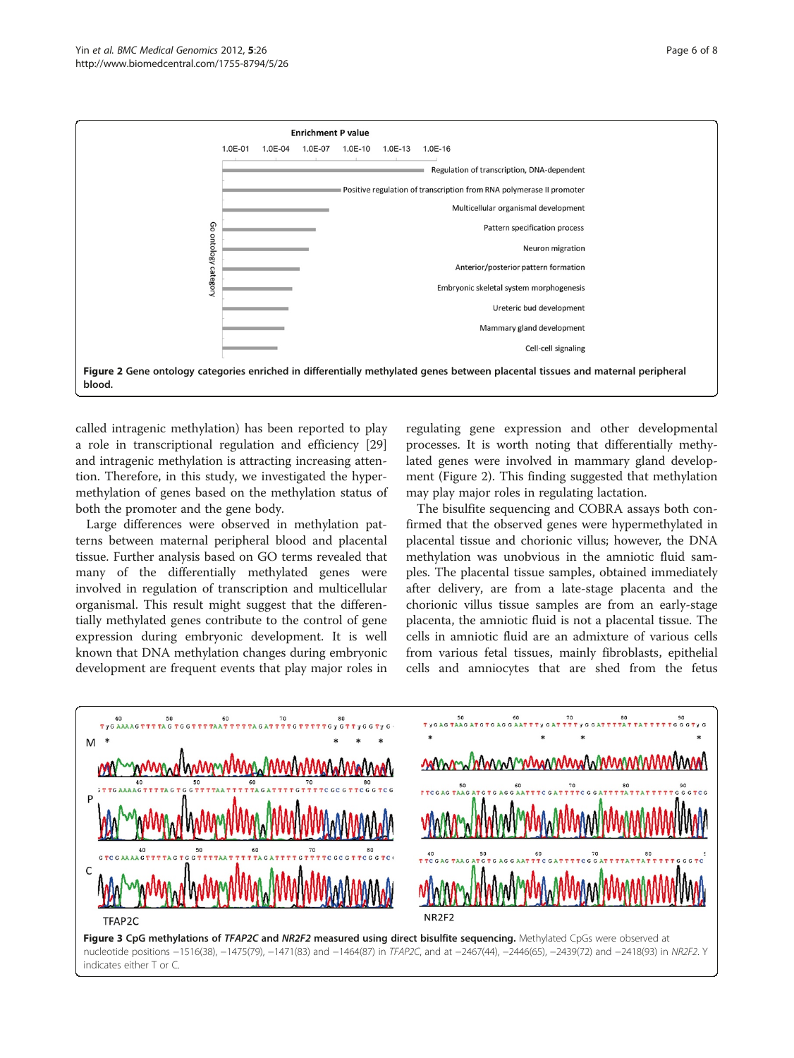**Figure 2 Gene ontology categories enriched in differentially methylated genes between placental tissues and maternal peripheral blood.**

called intragenic methylation) has been reported to play a role in transcriptional regulation and efficiency [29] and intragenic methylation is attracting increasing attention. Therefore, in this study, we investigated the hypermethylation of genes based on the methylation status of both the promoter and the gene body.

Large differences were observed in methylation patterns between maternal peripheral blood and placental tissue. Further analysis based on GO terms revealed that many of the differentially methylated genes were involved in regulation of transcription and multicellular organismal. This result might suggest that the differentially methylated genes contribute to the control of gene expression during embryonic development. It is well known that DNA methylation changes during embryonic development are frequent events that play major roles in regulating gene expression and other developmental processes. It is worth noting that differentially methylated genes were involved in mammary gland development (Figure 2). This finding suggested that methylation may play major roles in regulating lactation.

The bisulfite sequencing and COBRA assays both confirmed that the observed genes were hypermethylated in placental tissue and chorionic villus; however, the DNA methylation was unobvious in the amniotic fluid samples. The placental tissue samples, obtained immediately after delivery, are from a late-stage placenta and the chorionic villus tissue samples are from an early-stage placenta, the amniotic fluid is not a placental tissue. The cells in amniotic fluid are an admixture of various cells from various fetal tissues, mainly fibroblasts, epithelial cells and amniocytes that are shed from the fetus

**Figure 3 CpG methylations of *TFAP2C* and *NR2F2* measured using direct bisulfite sequencing.** Methylated CpGs were observed at nucleotide positions −1516(38), −1475(79), −1471(83) and −1464(87) in *TFAP2C*, and at −2467(44), −2446(65), −2439(72) and −2418(93) in *NR2F2*. Y indicates either T or C.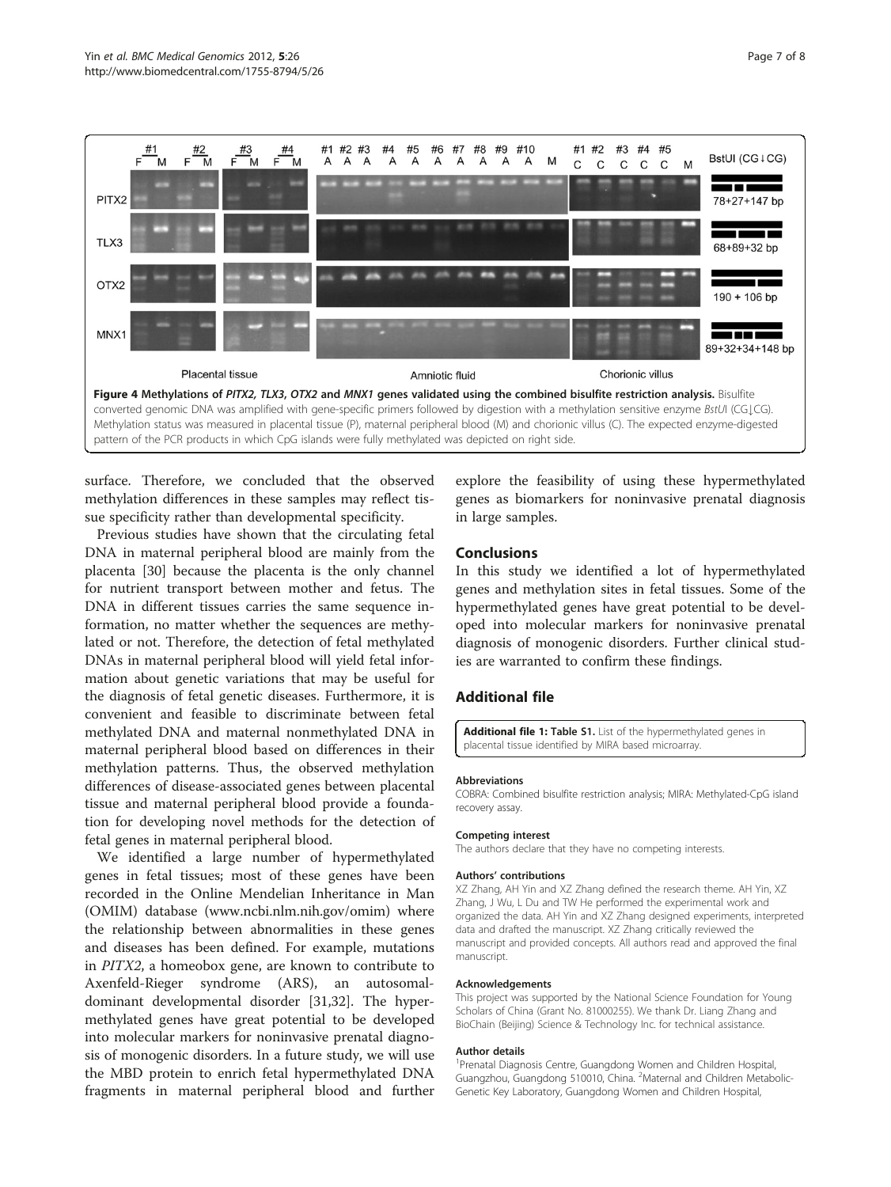**Figure 4 Methylations of *PITX2, TLX3, OTX2* and *MNX1* genes validated using the combined bisulfite restriction analysis.** Bisulfite converted genomic DNA was amplified with gene-specific primers followed by digestion with a methylation sensitive enzyme *BstU*I (CG↓CG). Methylation status was measured in placental tissue (P), maternal peripheral blood (M) and chorionic villus (C). The expected enzyme-digested pattern of the PCR products in which CpG islands were fully methylated was depicted on right side.

surface. Therefore, we concluded that the observed methylation differences in these samples may reflect tissue specificity rather than developmental specificity.

Previous studies have shown that the circulating fetal DNA in maternal peripheral blood are mainly from the placenta [30] because the placenta is the only channel for nutrient transport between mother and fetus. The DNA in different tissues carries the same sequence information, no matter whether the sequences are methylated or not. Therefore, the detection of fetal methylated DNAs in maternal peripheral blood will yield fetal information about genetic variations that may be useful for the diagnosis of fetal genetic diseases. Furthermore, it is convenient and feasible to discriminate between fetal methylated DNA and maternal nonmethylated DNA in maternal peripheral blood based on differences in their methylation patterns. Thus, the observed methylation differences of disease-associated genes between placental tissue and maternal peripheral blood provide a foundation for developing novel methods for the detection of fetal genes in maternal peripheral blood.

We identified a large number of hypermethylated genes in fetal tissues; most of these genes have been recorded in the Online Mendelian Inheritance in Man (OMIM) database (www.ncbi.nlm.nih.gov/omim) where the relationship between abnormalities in these genes and diseases has been defined. For example, mutations in *PITX2*, a homeobox gene, are known to contribute to Axenfeld-Rieger syndrome (ARS), an autosomal-dominant developmental disorder [31,32]. The hypermethylated genes have great potential to be developed into molecular markers for noninvasive prenatal diagnosis of monogenic disorders. In a future study, we will use the MBD protein to enrich fetal hypermethylated DNA fragments in maternal peripheral blood and further explore the feasibility of using these hypermethylated genes as biomarkers for noninvasive prenatal diagnosis in large samples.

## Conclusions

In this study we identified a lot of hypermethylated genes and methylation sites in fetal tissues. Some of the hypermethylated genes have great potential to be developed into molecular markers for noninvasive prenatal diagnosis of monogenic disorders. Further clinical studies are warranted to confirm these findings.

## Additional file

**Additional file 1: Table S1.** List of the hypermethylated genes in placental tissue identified by MIRA based microarray.

#### Abbreviations

COBRA: Combined bisulfite restriction analysis; MIRA: Methylated-CpG island recovery assay.

#### Competing interest

The authors declare that they have no competing interests.

#### Authors' contributions

XZ Zhang, AH Yin and XZ Zhang defined the research theme. AH Yin, XZ Zhang, J Wu, L Du and TW He performed the experimental work and organized the data. AH Yin and XZ Zhang designed experiments, interpreted data and drafted the manuscript. XZ Zhang critically reviewed the manuscript and provided concepts. All authors read and approved the final manuscript.

#### Acknowledgements

This project was supported by the National Science Foundation for Young Scholars of China (Grant No. 81000255). We thank Dr. Liang Zhang and BioChain (Beijing) Science & Technology Inc. for technical assistance.

#### Author details

[1]Prenatal Diagnosis Centre, Guangdong Women and Children Hospital, Guangzhou, Guangdong 510010, China. [2]Maternal and Children Metabolic-Genetic Key Laboratory, Guangdong Women and Children Hospital,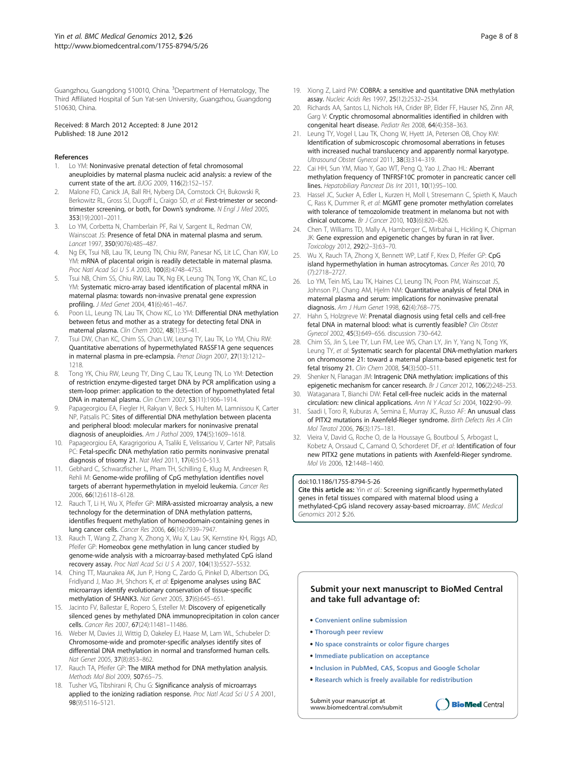Guangzhou, Guangdong 510010, China. [3]Department of Hematology, The Third Affiliated Hospital of Sun Yat-sen University, Guangzhou, Guangdong 510630, China.

Received: 8 March 2012 Accepted: 8 June 2012
Published: 18 June 2012

## References

1. Lo YM: **Noninvasive prenatal detection of fetal chromosomal aneuploidies by maternal plasma nucleic acid analysis: a review of the current state of the art.** *BJOG* 2009, **116**(2):152–157.
2. Malone FD, Canick JA, Ball RH, Nyberg DA, Comstock CH, Bukowski R, Berkowitz RL, Gross SJ, Dugoff L, Craigo SD, *et al*: **First-trimester or second-trimester screening, or both, for Down's syndrome.** *N Engl J Med* 2005, **353**(19):2001–2011.
3. Lo YM, Corbetta N, Chamberlain PF, Rai V, Sargent IL, Redman CW, Wainscoat JS: **Presence of fetal DNA in maternal plasma and serum.** *Lancet* 1997, **350**(9076):485–487.
4. Ng EK, Tsui NB, Lau TK, Leung TN, Chiu RW, Panesar NS, Lit LC, Chan KW, Lo YM: **mRNA of placental origin is readily detectable in maternal plasma.** *Proc Natl Acad Sci U S A* 2003, **100**(8):4748–4753.
5. Tsui NB, Chim SS, Chiu RW, Lau TK, Ng EK, Leung TN, Tong YK, Chan KC, Lo YM: **Systematic micro-array based identification of placental mRNA in maternal plasma: towards non-invasive prenatal gene expression profiling.** *J Med Genet* 2004, **41**(6):461–467.
6. Poon LL, Leung TN, Lau TK, Chow KC, Lo YM: **Differential DNA methylation between fetus and mother as a strategy for detecting fetal DNA in maternal plasma.** *Clin Chem* 2002, **48**(1):35–41.
7. Tsui DW, Chan KC, Chim SS, Chan LW, Leung TY, Lau TK, Lo YM, Chiu RW: **Quantitative aberrations of hypermethylated RASSF1A gene sequences in maternal plasma in pre-eclampsia.** *Prenat Diagn* 2007, **27**(13):1212–1218.
8. Tong YK, Chiu RW, Leung TY, Ding C, Lau TK, Leung TN, Lo YM: **Detection of restriction enzyme-digested target DNA by PCR amplification using a stem-loop primer: application to the detection of hypomethylated fetal DNA in maternal plasma.** *Clin Chem* 2007, **53**(11):1906–1914.
9. Papageorgiou EA, Fiegler H, Rakyan V, Beck S, Hulten M, Lamnissou K, Carter NP, Patsalis PC: **Sites of differential DNA methylation between placenta and peripheral blood: molecular markers for noninvasive prenatal diagnosis of aneuploidies.** *Am J Pathol* 2009, **174**(5):1609–1618.
10. Papageorgiou EA, Karagrigoriou A, Tsaliki E, Velissariou V, Carter NP, Patsalis PC: **Fetal-specific DNA methylation ratio permits noninvasive prenatal diagnosis of trisomy 21.** *Nat Med* 2011, **17**(4):510–513.
11. Gebhard C, Schwarzfischer L, Pham TH, Schilling E, Klug M, Andreesen R, Rehli M: **Genome-wide profiling of CpG methylation identifies novel targets of aberrant hypermethylation in myeloid leukemia.** *Cancer Res* 2006, **66**(12):6118–6128.
12. Rauch T, Li H, Wu X, Pfeifer GP: **MIRA-assisted microarray analysis, a new technology for the determination of DNA methylation patterns, identifies frequent methylation of homeodomain-containing genes in lung cancer cells.** *Cancer Res* 2006, **66**(16):7939–7947.
13. Rauch T, Wang Z, Zhang X, Zhong X, Wu X, Lau SK, Kernstine KH, Riggs AD, Pfeifer GP: **Homeobox gene methylation in lung cancer studied by genome-wide analysis with a microarray-based methylated CpG island recovery assay.** *Proc Natl Acad Sci U S A* 2007, **104**(13):5527–5532.
14. Ching TT, Maunakea AK, Jun P, Hong C, Zardo G, Pinkel D, Albertson DG, Fridlyand J, Mao JH, Shchors K, *et al*: **Epigenome analyses using BAC microarrays identify evolutionary conservation of tissue-specific methylation of SHANK3.** *Nat Genet* 2005, **37**(6):645–651.
15. Jacinto FV, Ballestar E, Ropero S, Esteller M: **Discovery of epigenetically silenced genes by methylated DNA immunoprecipitation in colon cancer cells.** *Cancer Res* 2007, **67**(24):11481–11486.
16. Weber M, Davies JJ, Wittig D, Oakeley EJ, Haase M, Lam WL, Schubeler D: **Chromosome-wide and promoter-specific analyses identify sites of differential DNA methylation in normal and transformed human cells.** *Nat Genet* 2005, **37**(8):853–862.
17. Rauch TA, Pfeifer GP: **The MIRA method for DNA methylation analysis.** *Methods Mol Biol* 2009, **507**:65–75.
18. Tusher VG, Tibshirani R, Chu G: **Significance analysis of microarrays applied to the ionizing radiation response.** *Proc Natl Acad Sci U S A* 2001, **98**(9):5116–5121.
19. Xiong Z, Laird PW: **COBRA: a sensitive and quantitative DNA methylation assay.** *Nucleic Acids Res* 1997, **25**(12):2532–2534.
20. Richards AA, Santos LJ, Nichols HA, Crider BP, Elder FF, Hauser NS, Zinn AR, Garg V: **Cryptic chromosomal abnormalities identified in children with congenital heart disease.** *Pediatr Res* 2008, **64**(4):358–363.
21. Leung TY, Vogel I, Lau TK, Chong W, Hyett JA, Petersen OB, Choy KW: **Identification of submicroscopic chromosomal aberrations in fetuses with increased nuchal translucency and apparently normal karyotype.** *Ultrasound Obstet Gynecol* 2011, **38**(3):314–319.
22. Cai HH, Sun YM, Miao Y, Gao WT, Peng Q, Yao J, Zhao HL: **Aberrant methylation frequency of TNFRSF10C promoter in pancreatic cancer cell lines.** *Hepatobiliary Pancreat Dis Int* 2011, **10**(1):95–100.
23. Hassel JC, Sucker A, Edler L, Kurzen H, Moll I, Stresemann C, Spieth K, Mauch C, Rass K, Dummer R, *et al*: **MGMT gene promoter methylation correlates with tolerance of temozolomide treatment in melanoma but not with clinical outcome.** *Br J Cancer* 2010, **103**(6):820–826.
24. Chen T, Williams TD, Mally A, Hamberger C, Mirbahai L, Hickling K, Chipman JK: **Gene expression and epigenetic changes by furan in rat liver.** *Toxicology* 2012, **292**(2–3):63–70.
25. Wu X, Rauch TA, Zhong X, Bennett WP, Latif F, Krex D, Pfeifer GP: **CpG island hypermethylation in human astrocytomas.** *Cancer Res* 2010, **70**(7):2718–2727.
26. Lo YM, Tein MS, Lau TK, Haines CJ, Leung TN, Poon PM, Wainscoat JS, Johnson PJ, Chang AM, Hjelm NM: **Quantitative analysis of fetal DNA in maternal plasma and serum: implications for noninvasive prenatal diagnosis.** *Am J Hum Genet* 1998, **62**(4):768–775.
27. Hahn S, Holzgreve W: **Prenatal diagnosis using fetal cells and cell-free fetal DNA in maternal blood: what is currently feasible?** *Clin Obstet Gynecol* 2002, **45**(3):649–656. discussion 730–642.
28. Chim SS, Jin S, Lee TY, Lun FM, Lee WS, Chan LY, Jin Y, Yang N, Tong YK, Leung TY, *et al*: **Systematic search for placental DNA-methylation markers on chromosome 21: toward a maternal plasma-based epigenetic test for fetal trisomy 21.** *Clin Chem* 2008, **54**(3):500–511.
29. Shenker N, Flanagan JM: **Intragenic DNA methylation: implications of this epigenetic mechanism for cancer research.** *Br J Cancer* 2012, **106**(2):248–253.
30. Wataganara T, Bianchi DW: **Fetal cell-free nucleic acids in the maternal circulation: new clinical applications.** *Ann N Y Acad Sci* 2004, **1022**:90–99.
31. Saadi I, Toro R, Kuburas A, Semina E, Murray JC, Russo AF: **An unusual class of PITX2 mutations in Axenfeld-Rieger syndrome.** *Birth Defects Res A Clin Mol Teratol* 2006, **76**(3):175–181.
32. Vieira V, David G, Roche O, de la Houssaye G, Boutboul S, Arbogast L, Kobetz A, Orssaud C, Camand O, Schorderet DF, *et al*: **Identification of four new PITX2 gene mutations in patients with Axenfeld-Rieger syndrome.** *Mol Vis* 2006, **12**:1448–1460.

doi:10.1186/1755-8794-5-26
**Cite this article as:** Yin *et al.*: Screening significantly hypermethylated genes in fetal tissues compared with maternal blood using a methylated-CpG island recovery assay-based microarray. *BMC Medical Genomics* 2012 **5**:26.

**Submit your next manuscript to BioMed Central and take full advantage of:**

- **Convenient online submission**
- **Thorough peer review**
- **No space constraints or color figure charges**
- **Immediate publication on acceptance**
- **Inclusion in PubMed, CAS, Scopus and Google Scholar**
- **Research which is freely available for redistribution**

Submit your manuscript at
www.biomedcentral.com/submit

BioMed Central